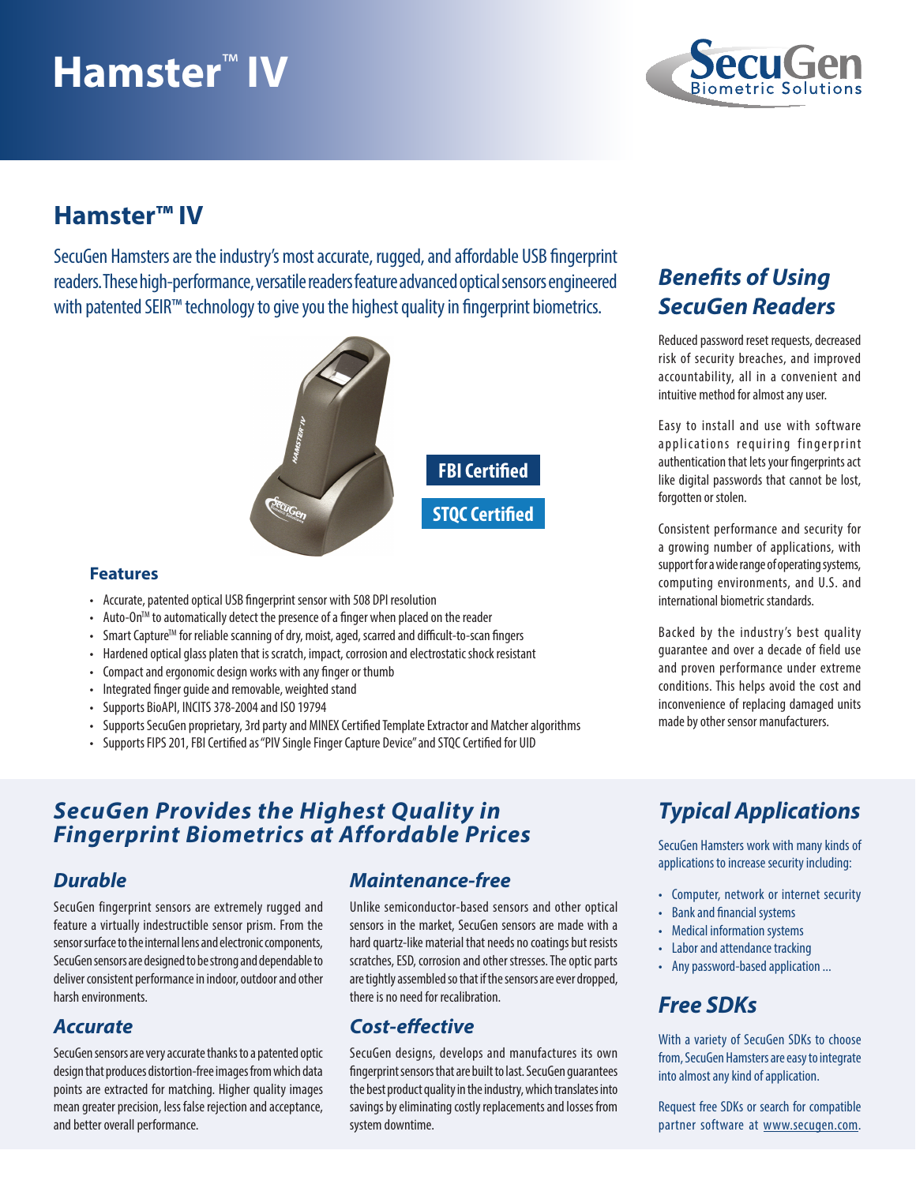# Hamster™ IV

SecuGen Biometric Solutions

## Hamster™ IV

SecuGen Hamsters are the industry's most accurate, rugged, and affordable USB fingerprint readers. These high-performance, versatile readers feature advanced optical sensors engineered with patented SEIR™ technology to give you the highest quality in fingerprint biometrics.

**FBI Certified**

**STQC Certified**

### Features

- Accurate, patented optical USB fingerprint sensor with 508 DPI resolution
- Auto-On™ to automatically detect the presence of a finger when placed on the reader
- Smart Capture™ for reliable scanning of dry, moist, aged, scarred and difficult-to-scan fingers
- Hardened optical glass platen that is scratch, impact, corrosion and electrostatic shock resistant
- Compact and ergonomic design works with any finger or thumb
- Integrated finger guide and removable, weighted stand
- Supports BioAPI, INCITS 378-2004 and ISO 19794
- Supports SecuGen proprietary, 3rd party and MINEX Certified Template Extractor and Matcher algorithms
- Supports FIPS 201, FBI Certified as "PIV Single Finger Capture Device" and STQC Certified for UID

## *Benefits of Using SecuGen Readers*

Reduced password reset requests, decreased risk of security breaches, and improved accountability, all in a convenient and intuitive method for almost any user.

Easy to install and use with software applications requiring fingerprint authentication that lets your fingerprints act like digital passwords that cannot be lost, forgotten or stolen.

Consistent performance and security for a growing number of applications, with support for a wide range of operating systems, computing environments, and U.S. and international biometric standards.

Backed by the industry's best quality guarantee and over a decade of field use and proven performance under extreme conditions. This helps avoid the cost and inconvenience of replacing damaged units made by other sensor manufacturers.

## *SecuGen Provides the Highest Quality in Fingerprint Biometrics at Affordable Prices*

### *Durable*

SecuGen fingerprint sensors are extremely rugged and feature a virtually indestructible sensor prism. From the sensor surface to the internal lens and electronic components, SecuGen sensors are designed to be strong and dependable to deliver consistent performance in indoor, outdoor and other harsh environments.

### *Accurate*

SecuGen sensors are very accurate thanks to a patented optic design that produces distortion-free images from which data points are extracted for matching. Higher quality images mean greater precision, less false rejection and acceptance, and better overall performance.

### *Maintenance-free*

Unlike semiconductor-based sensors and other optical sensors in the market, SecuGen sensors are made with a hard quartz-like material that needs no coatings but resists scratches, ESD, corrosion and other stresses. The optic parts are tightly assembled so that if the sensors are ever dropped, there is no need for recalibration.

### *Cost-effective*

SecuGen designs, develops and manufactures its own fingerprint sensors that are built to last. SecuGen guarantees the best product quality in the industry, which translates into savings by eliminating costly replacements and losses from system downtime.

## *Typical Applications*

SecuGen Hamsters work with many kinds of applications to increase security including:

- Computer, network or internet security
- Bank and financial systems
- Medical information systems
- Labor and attendance tracking
- Any password-based application ...

## *Free SDKs*

With a variety of SecuGen SDKs to choose from, SecuGen Hamsters are easy to integrate into almost any kind of application.

Request free SDKs or search for compatible partner software at www.secugen.com.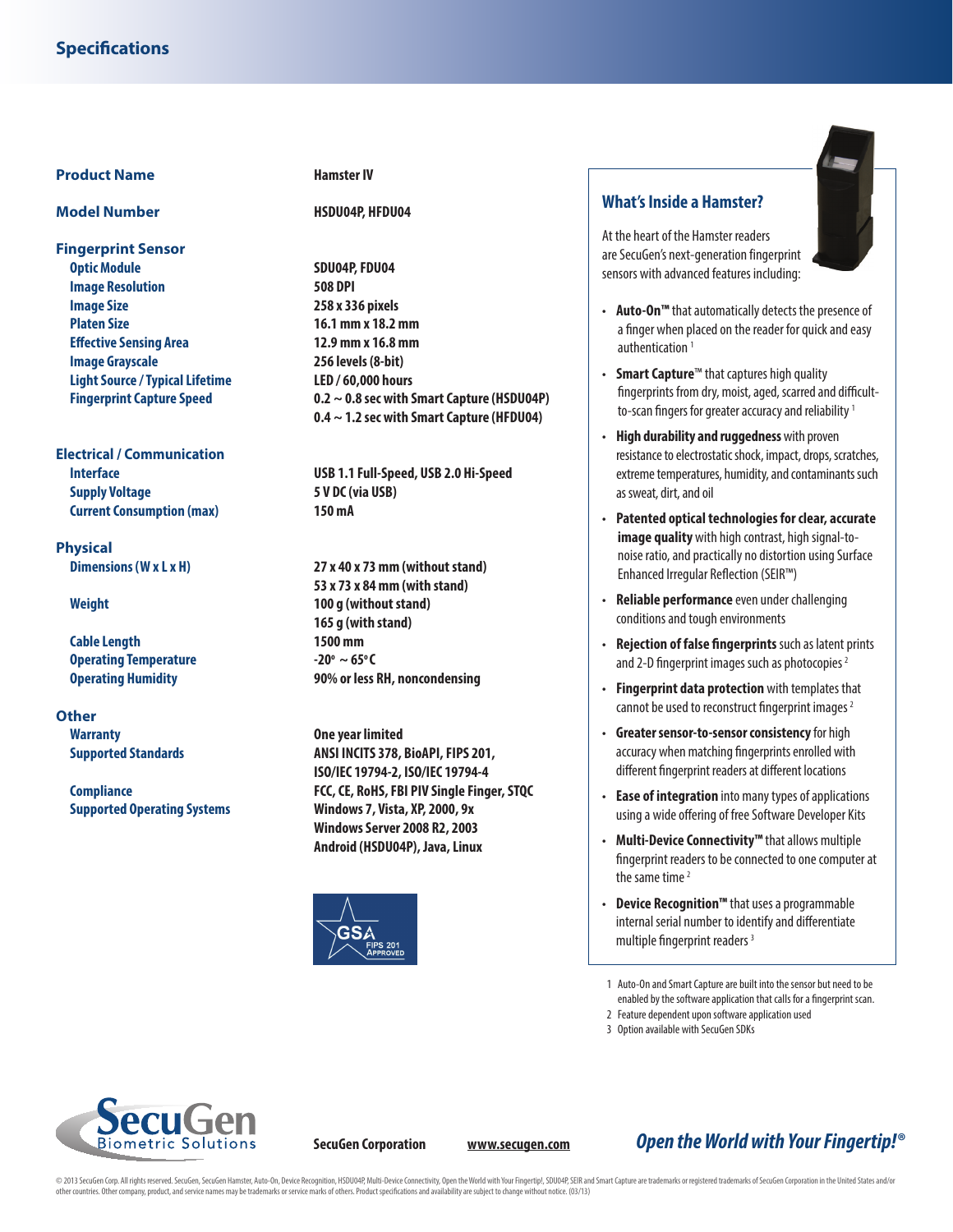# Specifications

| | |
|---|---|
| **Product Name** | Hamster IV |
| **Model Number** | HSDU04P, HFDU04 |
| **Fingerprint Sensor** | |
| Optic Module | SDU04P, FDU04 |
| Image Resolution | 508 DPI |
| Image Size | 258 x 336 pixels |
| Platen Size | 16.1 mm x 18.2 mm |
| Effective Sensing Area | 12.9 mm x 16.8 mm |
| Image Grayscale | 256 levels (8-bit) |
| Light Source / Typical Lifetime | LED / 60,000 hours |
| Fingerprint Capture Speed | 0.2 ~ 0.8 sec with Smart Capture (HSDU04P)<br>0.4 ~ 1.2 sec with Smart Capture (HFDU04) |
| **Electrical / Communication** | |
| Interface | USB 1.1 Full-Speed, USB 2.0 Hi-Speed |
| Supply Voltage | 5 V DC (via USB) |
| Current Consumption (max) | 150 mA |
| **Physical** | |
| Dimensions (W x L x H) | 27 x 40 x 73 mm (without stand)<br>53 x 73 x 84 mm (with stand) |
| Weight | 100 g (without stand)<br>165 g (with stand) |
| Cable Length | 1500 mm |
| Operating Temperature | -20° ~ 65°C |
| Operating Humidity | 90% or less RH, noncondensing |
| **Other** | |
| Warranty | One year limited |
| Supported Standards | ANSI INCITS 378, BioAPI, FIPS 201, ISO/IEC 19794-2, ISO/IEC 19794-4 |
| Compliance | FCC, CE, RoHS, FBI PIV Single Finger, STQC |
| Supported Operating Systems | Windows 7, Vista, XP, 2000, 9x<br>Windows Server 2008 R2, 2003<br>Android (HSDU04P), Java, Linux |

GSA FIPS 201 APPROVED

## What's Inside a Hamster?

At the heart of the Hamster readers are SecuGen's next-generation fingerprint sensors with advanced features including:

- **Auto-On™** that automatically detects the presence of a finger when placed on the reader for quick and easy authentication [1]
- **Smart Capture**™ that captures high quality fingerprints from dry, moist, aged, scarred and difficult-to-scan fingers for greater accuracy and reliability [1]
- **High durability and ruggedness** with proven resistance to electrostatic shock, impact, drops, scratches, extreme temperatures, humidity, and contaminants such as sweat, dirt, and oil
- **Patented optical technologies for clear, accurate image quality** with high contrast, high signal-to-noise ratio, and practically no distortion using Surface Enhanced Irregular Reflection (SEIR™)
- **Reliable performance** even under challenging conditions and tough environments
- **Rejection of false fingerprints** such as latent prints and 2-D fingerprint images such as photocopies [2]
- **Fingerprint data protection** with templates that cannot be used to reconstruct fingerprint images [2]
- **Greater sensor-to-sensor consistency** for high accuracy when matching fingerprints enrolled with different fingerprint readers at different locations
- **Ease of integration** into many types of applications using a wide offering of free Software Developer Kits
- **Multi-Device Connectivity™** that allows multiple fingerprint readers to be connected to one computer at the same time [2]
- **Device Recognition™** that uses a programmable internal serial number to identify and differentiate multiple fingerprint readers [3]

1 Auto-On and Smart Capture are built into the sensor but need to be enabled by the software application that calls for a fingerprint scan.
2 Feature dependent upon software application used
3 Option available with SecuGen SDKs

SecuGen Biometric Solutions

**SecuGen Corporation** **www.secugen.com**

***Open the World with Your Fingertip!®***

© 2013 SecuGen Corp. All rights reserved. SecuGen, SecuGen Hamster, Auto-On, Device Recognition, HSDU04P, Multi-Device Connectivity, Open the World with Your Fingertip!, SDU04P, SEIR and Smart Capture are trademarks or registered trademarks of SecuGen Corporation in the United States and/or other countries. Other company, product, and service names may be trademarks or service marks of others. Product specifications and availability are subject to change without notice. (03/13)